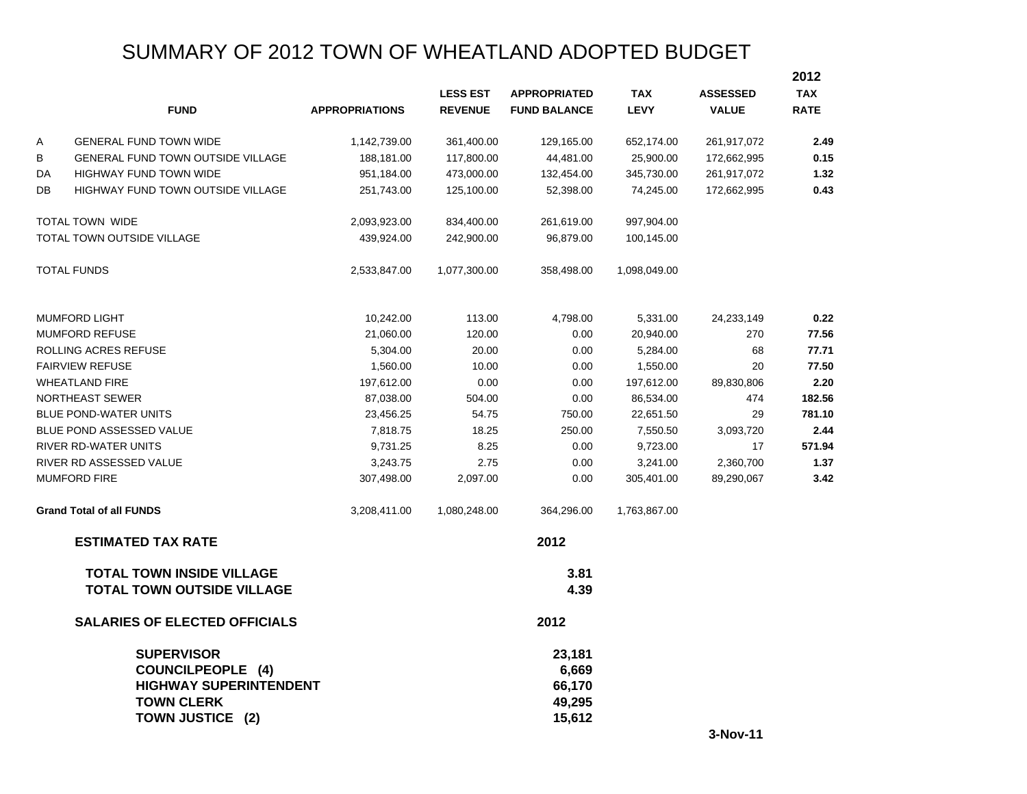# SUMMARY OF 2012 TOWN OF WHEATLAND ADOPTED BUDGET

| | FUND | APPROPRIATIONS | LESS EST REVENUE | APPROPRIATED FUND BALANCE | TAX LEVY | ASSESSED VALUE | 2012 TAX RATE |
|---|---|---|---|---|---|---|---|
| A | GENERAL FUND TOWN WIDE | 1,142,739.00 | 361,400.00 | 129,165.00 | 652,174.00 | 261,917,072 | **2.49** |
| B | GENERAL FUND TOWN OUTSIDE VILLAGE | 188,181.00 | 117,800.00 | 44,481.00 | 25,900.00 | 172,662,995 | **0.15** |
| DA | HIGHWAY FUND TOWN WIDE | 951,184.00 | 473,000.00 | 132,454.00 | 345,730.00 | 261,917,072 | **1.32** |
| DB | HIGHWAY FUND TOWN OUTSIDE VILLAGE | 251,743.00 | 125,100.00 | 52,398.00 | 74,245.00 | 172,662,995 | **0.43** |
| | TOTAL TOWN WIDE | 2,093,923.00 | 834,400.00 | 261,619.00 | 997,904.00 | | |
| | TOTAL TOWN OUTSIDE VILLAGE | 439,924.00 | 242,900.00 | 96,879.00 | 100,145.00 | | |
| | TOTAL FUNDS | 2,533,847.00 | 1,077,300.00 | 358,498.00 | 1,098,049.00 | | |
| | MUMFORD LIGHT | 10,242.00 | 113.00 | 4,798.00 | 5,331.00 | 24,233,149 | **0.22** |
| | MUMFORD REFUSE | 21,060.00 | 120.00 | 0.00 | 20,940.00 | 270 | **77.56** |
| | ROLLING ACRES REFUSE | 5,304.00 | 20.00 | 0.00 | 5,284.00 | 68 | **77.71** |
| | FAIRVIEW REFUSE | 1,560.00 | 10.00 | 0.00 | 1,550.00 | 20 | **77.50** |
| | WHEATLAND FIRE | 197,612.00 | 0.00 | 0.00 | 197,612.00 | 89,830,806 | **2.20** |
| | NORTHEAST SEWER | 87,038.00 | 504.00 | 0.00 | 86,534.00 | 474 | **182.56** |
| | BLUE POND-WATER UNITS | 23,456.25 | 54.75 | 750.00 | 22,651.50 | 29 | **781.10** |
| | BLUE POND ASSESSED VALUE | 7,818.75 | 18.25 | 250.00 | 7,550.50 | 3,093,720 | **2.44** |
| | RIVER RD-WATER UNITS | 9,731.25 | 8.25 | 0.00 | 9,723.00 | 17 | **571.94** |
| | RIVER RD ASSESSED VALUE | 3,243.75 | 2.75 | 0.00 | 3,241.00 | 2,360,700 | **1.37** |
| | MUMFORD FIRE | 307,498.00 | 2,097.00 | 0.00 | 305,401.00 | 89,290,067 | **3.42** |
| | **Grand Total of all FUNDS** | 3,208,411.00 | 1,080,248.00 | 364,296.00 | 1,763,867.00 | | |

| **ESTIMATED TAX RATE** | **2012** |
|---|---|
| **TOTAL TOWN INSIDE VILLAGE** | **3.81** |
| **TOTAL TOWN OUTSIDE VILLAGE** | **4.39** |

| **SALARIES OF ELECTED OFFICIALS** | **2012** |
|---|---|
| **SUPERVISOR** | **23,181** |
| **COUNCILPEOPLE (4)** | **6,669** |
| **HIGHWAY SUPERINTENDENT** | **66,170** |
| **TOWN CLERK** | **49,295** |
| **TOWN JUSTICE (2)** | **15,612** |

**3-Nov-11**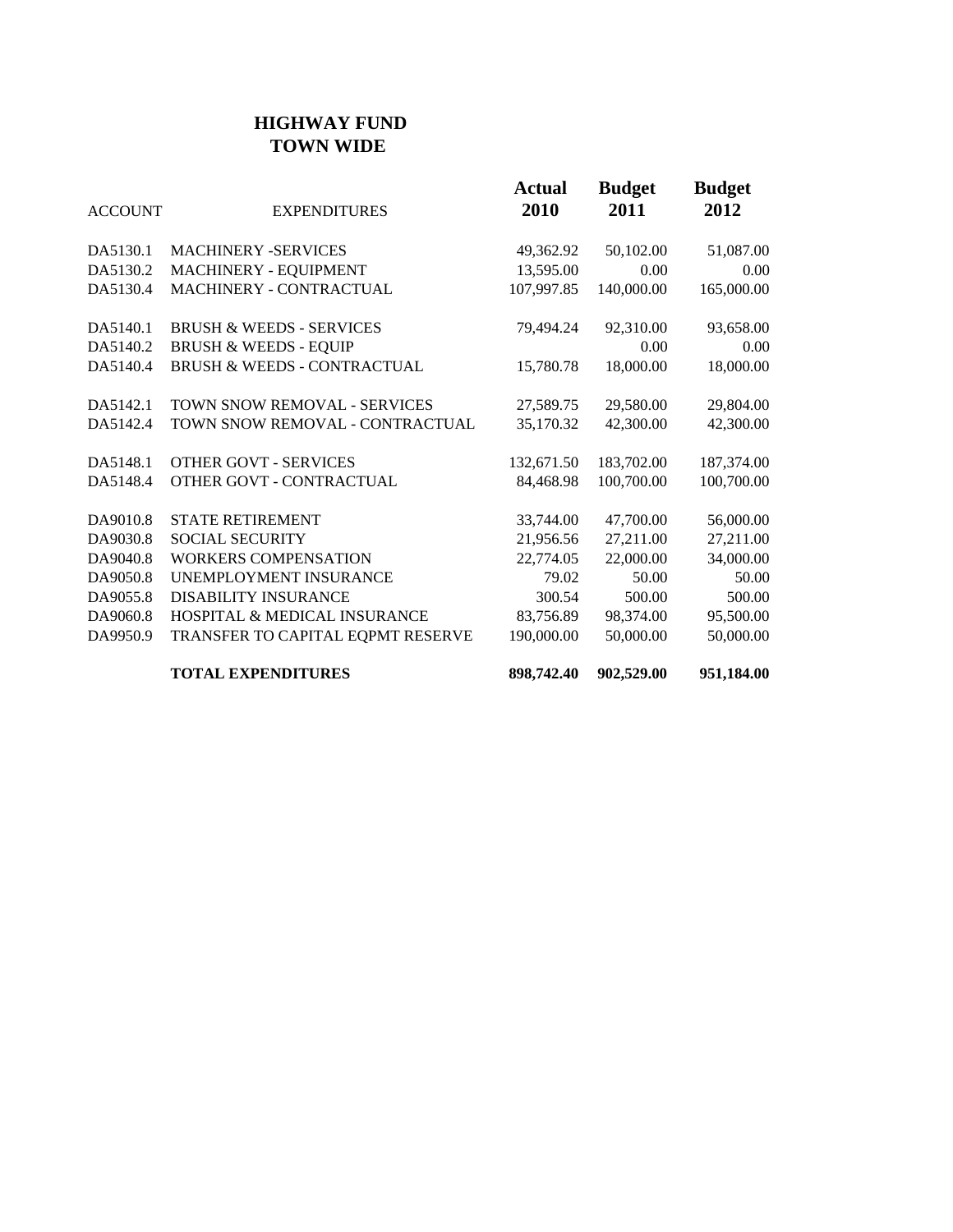# HIGHWAY FUND
## TOWN WIDE

| ACCOUNT | EXPENDITURES | Actual 2010 | Budget 2011 | Budget 2012 |
|---|---|---|---|---|
| DA5130.1 | MACHINERY -SERVICES | 49,362.92 | 50,102.00 | 51,087.00 |
| DA5130.2 | MACHINERY - EQUIPMENT | 13,595.00 | 0.00 | 0.00 |
| DA5130.4 | MACHINERY - CONTRACTUAL | 107,997.85 | 140,000.00 | 165,000.00 |
| DA5140.1 | BRUSH & WEEDS - SERVICES | 79,494.24 | 92,310.00 | 93,658.00 |
| DA5140.2 | BRUSH & WEEDS - EQUIP | | 0.00 | 0.00 |
| DA5140.4 | BRUSH & WEEDS - CONTRACTUAL | 15,780.78 | 18,000.00 | 18,000.00 |
| DA5142.1 | TOWN SNOW REMOVAL - SERVICES | 27,589.75 | 29,580.00 | 29,804.00 |
| DA5142.4 | TOWN SNOW REMOVAL - CONTRACTUAL | 35,170.32 | 42,300.00 | 42,300.00 |
| DA5148.1 | OTHER GOVT - SERVICES | 132,671.50 | 183,702.00 | 187,374.00 |
| DA5148.4 | OTHER GOVT - CONTRACTUAL | 84,468.98 | 100,700.00 | 100,700.00 |
| DA9010.8 | STATE RETIREMENT | 33,744.00 | 47,700.00 | 56,000.00 |
| DA9030.8 | SOCIAL SECURITY | 21,956.56 | 27,211.00 | 27,211.00 |
| DA9040.8 | WORKERS COMPENSATION | 22,774.05 | 22,000.00 | 34,000.00 |
| DA9050.8 | UNEMPLOYMENT INSURANCE | 79.02 | 50.00 | 50.00 |
| DA9055.8 | DISABILITY INSURANCE | 300.54 | 500.00 | 500.00 |
| DA9060.8 | HOSPITAL & MEDICAL INSURANCE | 83,756.89 | 98,374.00 | 95,500.00 |
| DA9950.9 | TRANSFER TO CAPITAL EQPMT RESERVE | 190,000.00 | 50,000.00 | 50,000.00 |
| | **TOTAL EXPENDITURES** | **898,742.40** | **902,529.00** | **951,184.00** |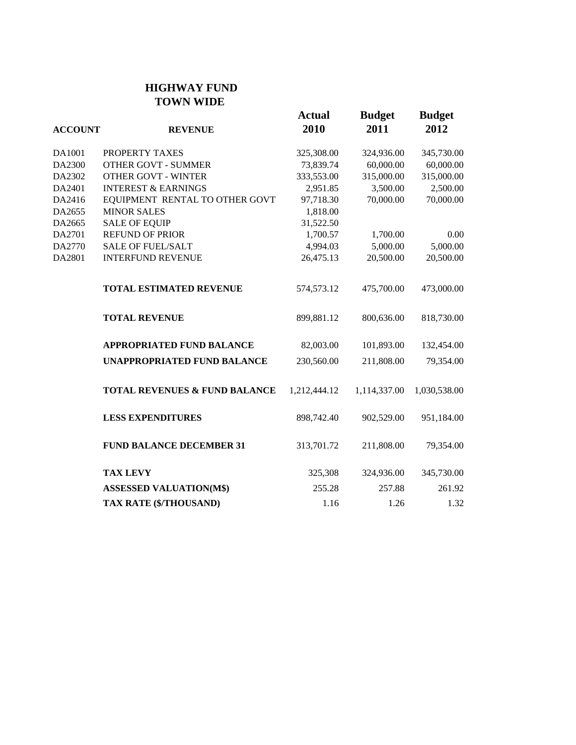## HIGHWAY FUND
## TOWN WIDE

| ACCOUNT | REVENUE | Actual 2010 | Budget 2011 | Budget 2012 |
|---|---|---|---|---|
| DA1001 | PROPERTY TAXES | 325,308.00 | 324,936.00 | 345,730.00 |
| DA2300 | OTHER GOVT - SUMMER | 73,839.74 | 60,000.00 | 60,000.00 |
| DA2302 | OTHER GOVT - WINTER | 333,553.00 | 315,000.00 | 315,000.00 |
| DA2401 | INTEREST & EARNINGS | 2,951.85 | 3,500.00 | 2,500.00 |
| DA2416 | EQUIPMENT RENTAL TO OTHER GOVT | 97,718.30 | 70,000.00 | 70,000.00 |
| DA2655 | MINOR SALES | 1,818.00 | | |
| DA2665 | SALE OF EQUIP | 31,522.50 | | |
| DA2701 | REFUND OF PRIOR | 1,700.57 | 1,700.00 | 0.00 |
| DA2770 | SALE OF FUEL/SALT | 4,994.03 | 5,000.00 | 5,000.00 |
| DA2801 | INTERFUND REVENUE | 26,475.13 | 20,500.00 | 20,500.00 |
| | **TOTAL ESTIMATED REVENUE** | 574,573.12 | 475,700.00 | 473,000.00 |
| | **TOTAL REVENUE** | 899,881.12 | 800,636.00 | 818,730.00 |
| | **APPROPRIATED FUND BALANCE** | 82,003.00 | 101,893.00 | 132,454.00 |
| | **UNAPPROPRIATED FUND BALANCE** | 230,560.00 | 211,808.00 | 79,354.00 |
| | **TOTAL REVENUES & FUND BALANCE** | 1,212,444.12 | 1,114,337.00 | 1,030,538.00 |
| | **LESS EXPENDITURES** | 898,742.40 | 902,529.00 | 951,184.00 |
| | **FUND BALANCE DECEMBER 31** | 313,701.72 | 211,808.00 | 79,354.00 |
| | **TAX LEVY** | 325,308 | 324,936.00 | 345,730.00 |
| | **ASSESSED VALUATION(M$)** | 255.28 | 257.88 | 261.92 |
| | **TAX RATE ($/THOUSAND)** | 1.16 | 1.26 | 1.32 |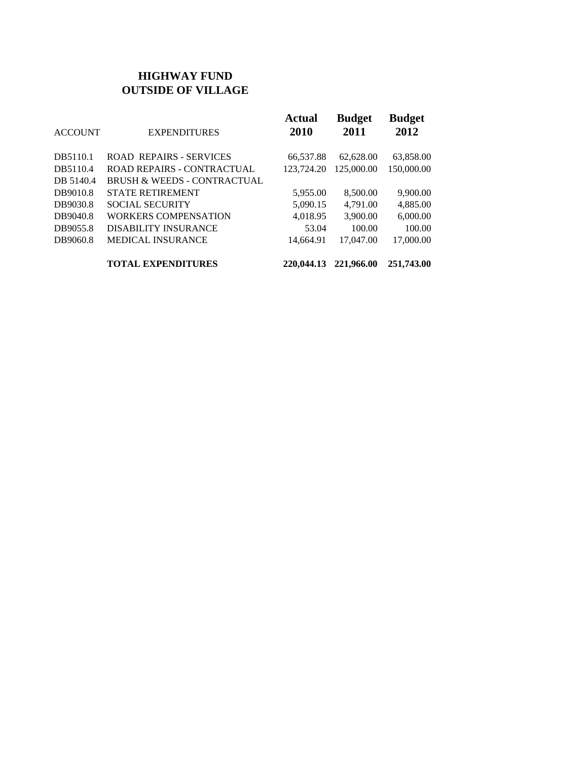# HIGHWAY FUND
## OUTSIDE OF VILLAGE

| ACCOUNT | EXPENDITURES | **Actual 2010** | **Budget 2011** | **Budget 2012** |
|---|---|---|---|---|
| DB5110.1 | ROAD REPAIRS - SERVICES | 66,537.88 | 62,628.00 | 63,858.00 |
| DB5110.4 | ROAD REPAIRS - CONTRACTUAL | 123,724.20 | 125,000.00 | 150,000.00 |
| DB 5140.4 | BRUSH & WEEDS - CONTRACTUAL | | | |
| DB9010.8 | STATE RETIREMENT | 5,955.00 | 8,500.00 | 9,900.00 |
| DB9030.8 | SOCIAL SECURITY | 5,090.15 | 4,791.00 | 4,885.00 |
| DB9040.8 | WORKERS COMPENSATION | 4,018.95 | 3,900.00 | 6,000.00 |
| DB9055.8 | DISABILITY INSURANCE | 53.04 | 100.00 | 100.00 |
| DB9060.8 | MEDICAL INSURANCE | 14,664.91 | 17,047.00 | 17,000.00 |
| | **TOTAL EXPENDITURES** | **220,044.13** | **221,966.00** | **251,743.00** |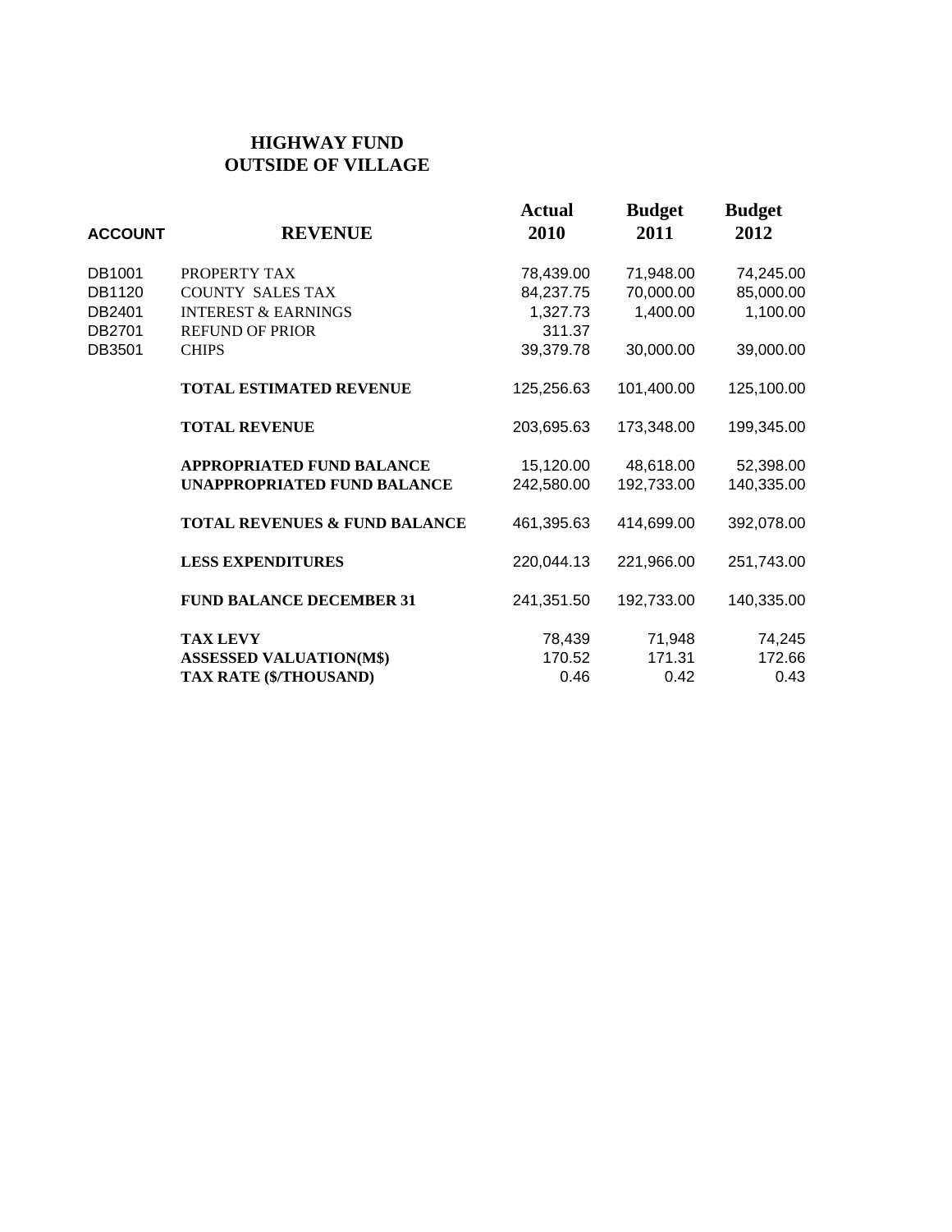# HIGHWAY FUND
## OUTSIDE OF VILLAGE

| ACCOUNT | REVENUE | Actual 2010 | Budget 2011 | Budget 2012 |
|---|---|---|---|---|
| DB1001 | PROPERTY TAX | 78,439.00 | 71,948.00 | 74,245.00 |
| DB1120 | COUNTY SALES TAX | 84,237.75 | 70,000.00 | 85,000.00 |
| DB2401 | INTEREST & EARNINGS | 1,327.73 | 1,400.00 | 1,100.00 |
| DB2701 | REFUND OF PRIOR | 311.37 | | |
| DB3501 | CHIPS | 39,379.78 | 30,000.00 | 39,000.00 |
| | **TOTAL ESTIMATED REVENUE** | 125,256.63 | 101,400.00 | 125,100.00 |
| | **TOTAL REVENUE** | 203,695.63 | 173,348.00 | 199,345.00 |
| | **APPROPRIATED FUND BALANCE** | 15,120.00 | 48,618.00 | 52,398.00 |
| | **UNAPPROPRIATED FUND BALANCE** | 242,580.00 | 192,733.00 | 140,335.00 |
| | **TOTAL REVENUES & FUND BALANCE** | 461,395.63 | 414,699.00 | 392,078.00 |
| | **LESS EXPENDITURES** | 220,044.13 | 221,966.00 | 251,743.00 |
| | **FUND BALANCE DECEMBER 31** | 241,351.50 | 192,733.00 | 140,335.00 |
| | **TAX LEVY** | 78,439 | 71,948 | 74,245 |
| | **ASSESSED VALUATION(M$)** | 170.52 | 171.31 | 172.66 |
| | **TAX RATE ($/THOUSAND)** | 0.46 | 0.42 | 0.43 |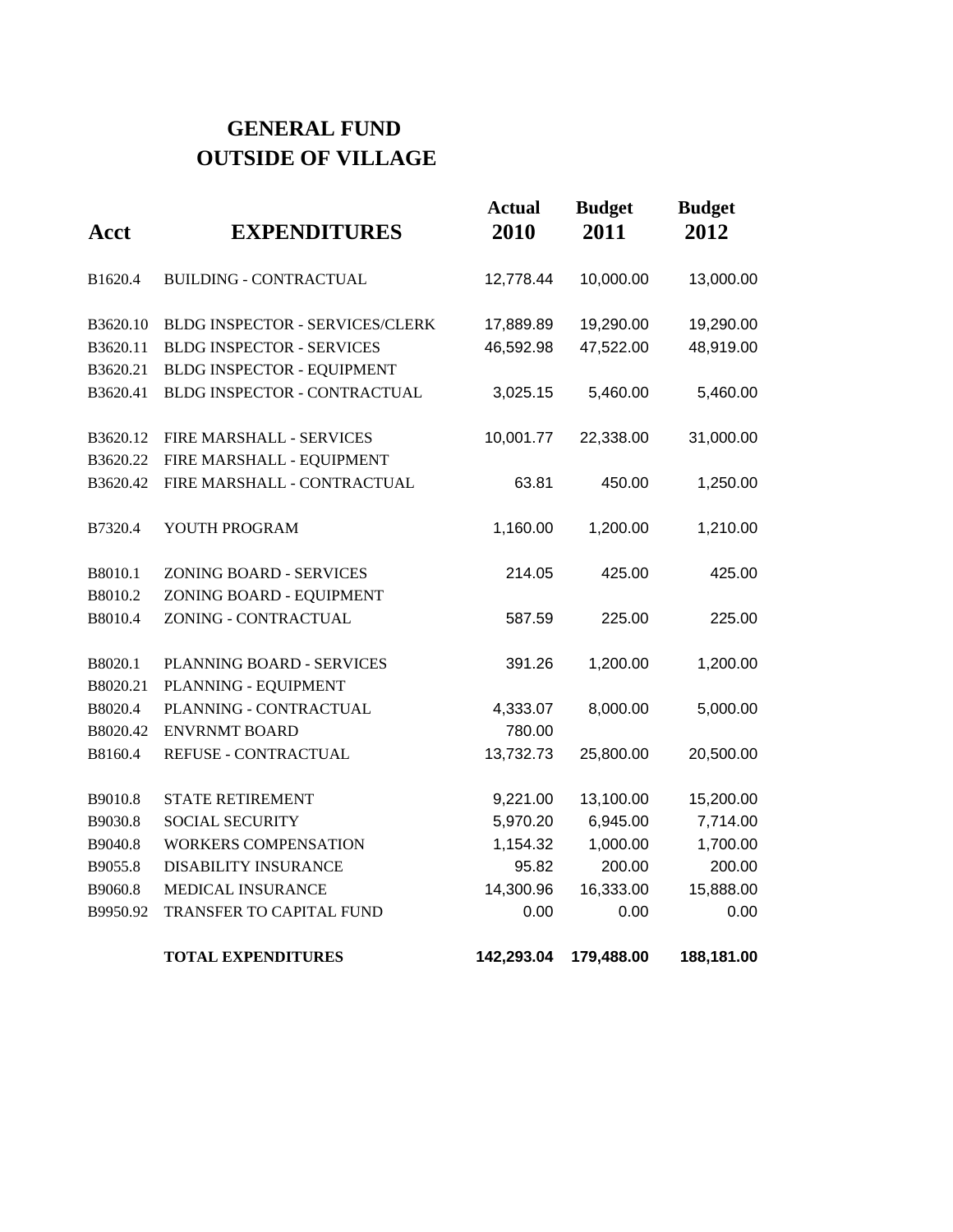# GENERAL FUND
# OUTSIDE OF VILLAGE

| Acct | EXPENDITURES | Actual 2010 | Budget 2011 | Budget 2012 |
|---|---|---|---|---|
| B1620.4 | BUILDING - CONTRACTUAL | 12,778.44 | 10,000.00 | 13,000.00 |
| B3620.10 | BLDG INSPECTOR - SERVICES/CLERK | 17,889.89 | 19,290.00 | 19,290.00 |
| B3620.11 | BLDG INSPECTOR - SERVICES | 46,592.98 | 47,522.00 | 48,919.00 |
| B3620.21 | BLDG INSPECTOR - EQUIPMENT | | | |
| B3620.41 | BLDG INSPECTOR - CONTRACTUAL | 3,025.15 | 5,460.00 | 5,460.00 |
| B3620.12 | FIRE MARSHALL - SERVICES | 10,001.77 | 22,338.00 | 31,000.00 |
| B3620.22 | FIRE MARSHALL - EQUIPMENT | | | |
| B3620.42 | FIRE MARSHALL - CONTRACTUAL | 63.81 | 450.00 | 1,250.00 |
| B7320.4 | YOUTH PROGRAM | 1,160.00 | 1,200.00 | 1,210.00 |
| B8010.1 | ZONING BOARD - SERVICES | 214.05 | 425.00 | 425.00 |
| B8010.2 | ZONING BOARD - EQUIPMENT | | | |
| B8010.4 | ZONING - CONTRACTUAL | 587.59 | 225.00 | 225.00 |
| B8020.1 | PLANNING BOARD - SERVICES | 391.26 | 1,200.00 | 1,200.00 |
| B8020.21 | PLANNING - EQUIPMENT | | | |
| B8020.4 | PLANNING - CONTRACTUAL | 4,333.07 | 8,000.00 | 5,000.00 |
| B8020.42 | ENVRNMT BOARD | 780.00 | | |
| B8160.4 | REFUSE - CONTRACTUAL | 13,732.73 | 25,800.00 | 20,500.00 |
| B9010.8 | STATE RETIREMENT | 9,221.00 | 13,100.00 | 15,200.00 |
| B9030.8 | SOCIAL SECURITY | 5,970.20 | 6,945.00 | 7,714.00 |
| B9040.8 | WORKERS COMPENSATION | 1,154.32 | 1,000.00 | 1,700.00 |
| B9055.8 | DISABILITY INSURANCE | 95.82 | 200.00 | 200.00 |
| B9060.8 | MEDICAL INSURANCE | 14,300.96 | 16,333.00 | 15,888.00 |
| B9950.92 | TRANSFER TO CAPITAL FUND | 0.00 | 0.00 | 0.00 |
| | **TOTAL EXPENDITURES** | **142,293.04** | **179,488.00** | **188,181.00** |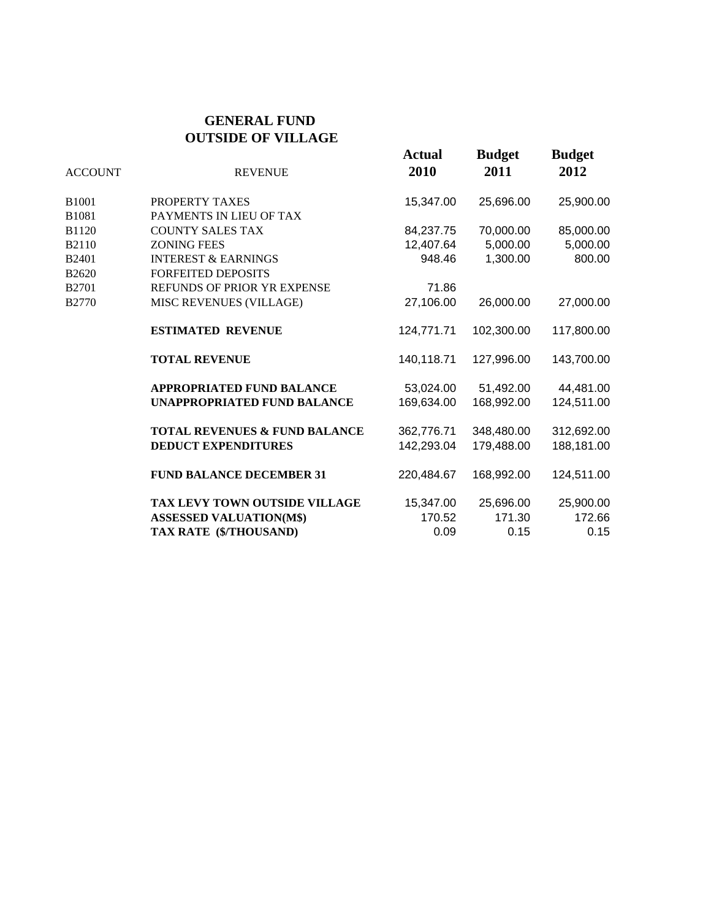# GENERAL FUND
## OUTSIDE OF VILLAGE

| ACCOUNT | REVENUE | Actual 2010 | Budget 2011 | Budget 2012 |
|---|---|---|---|---|
| B1001 | PROPERTY TAXES | 15,347.00 | 25,696.00 | 25,900.00 |
| B1081 | PAYMENTS IN LIEU OF TAX | | | |
| B1120 | COUNTY SALES TAX | 84,237.75 | 70,000.00 | 85,000.00 |
| B2110 | ZONING FEES | 12,407.64 | 5,000.00 | 5,000.00 |
| B2401 | INTEREST & EARNINGS | 948.46 | 1,300.00 | 800.00 |
| B2620 | FORFEITED DEPOSITS | | | |
| B2701 | REFUNDS OF PRIOR YR EXPENSE | 71.86 | | |
| B2770 | MISC REVENUES (VILLAGE) | 27,106.00 | 26,000.00 | 27,000.00 |
| | **ESTIMATED REVENUE** | 124,771.71 | 102,300.00 | 117,800.00 |
| | **TOTAL REVENUE** | 140,118.71 | 127,996.00 | 143,700.00 |
| | **APPROPRIATED FUND BALANCE** | 53,024.00 | 51,492.00 | 44,481.00 |
| | **UNAPPROPRIATED FUND BALANCE** | 169,634.00 | 168,992.00 | 124,511.00 |
| | **TOTAL REVENUES & FUND BALANCE** | 362,776.71 | 348,480.00 | 312,692.00 |
| | **DEDUCT EXPENDITURES** | 142,293.04 | 179,488.00 | 188,181.00 |
| | **FUND BALANCE DECEMBER 31** | 220,484.67 | 168,992.00 | 124,511.00 |
| | **TAX LEVY TOWN OUTSIDE VILLAGE** | 15,347.00 | 25,696.00 | 25,900.00 |
| | **ASSESSED VALUATION(M$)** | 170.52 | 171.30 | 172.66 |
| | **TAX RATE ($/THOUSAND)** | 0.09 | 0.15 | 0.15 |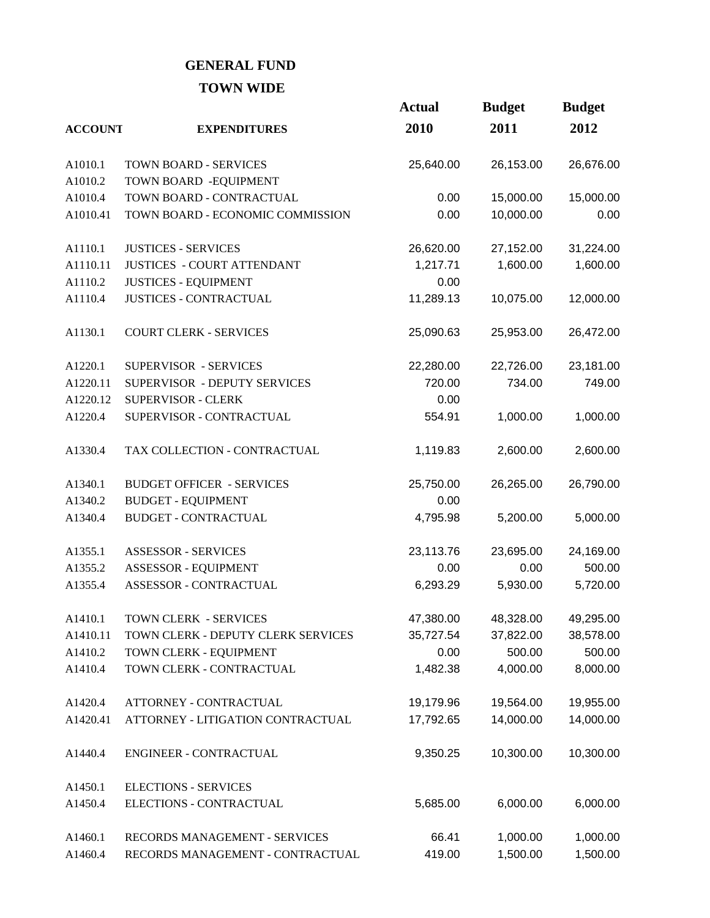## GENERAL FUND

## TOWN WIDE

| ACCOUNT | EXPENDITURES | Actual 2010 | Budget 2011 | Budget 2012 |
|---|---|---|---|---|
| A1010.1 | TOWN BOARD - SERVICES | 25,640.00 | 26,153.00 | 26,676.00 |
| A1010.2 | TOWN BOARD -EQUIPMENT | | | |
| A1010.4 | TOWN BOARD - CONTRACTUAL | 0.00 | 15,000.00 | 15,000.00 |
| A1010.41 | TOWN BOARD - ECONOMIC COMMISSION | 0.00 | 10,000.00 | 0.00 |
| | | | | |
| A1110.1 | JUSTICES - SERVICES | 26,620.00 | 27,152.00 | 31,224.00 |
| A1110.11 | JUSTICES - COURT ATTENDANT | 1,217.71 | 1,600.00 | 1,600.00 |
| A1110.2 | JUSTICES - EQUIPMENT | 0.00 | | |
| A1110.4 | JUSTICES - CONTRACTUAL | 11,289.13 | 10,075.00 | 12,000.00 |
| | | | | |
| A1130.1 | COURT CLERK - SERVICES | 25,090.63 | 25,953.00 | 26,472.00 |
| | | | | |
| A1220.1 | SUPERVISOR - SERVICES | 22,280.00 | 22,726.00 | 23,181.00 |
| A1220.11 | SUPERVISOR - DEPUTY SERVICES | 720.00 | 734.00 | 749.00 |
| A1220.12 | SUPERVISOR - CLERK | 0.00 | | |
| A1220.4 | SUPERVISOR - CONTRACTUAL | 554.91 | 1,000.00 | 1,000.00 |
| | | | | |
| A1330.4 | TAX COLLECTION - CONTRACTUAL | 1,119.83 | 2,600.00 | 2,600.00 |
| | | | | |
| A1340.1 | BUDGET OFFICER - SERVICES | 25,750.00 | 26,265.00 | 26,790.00 |
| A1340.2 | BUDGET - EQUIPMENT | 0.00 | | |
| A1340.4 | BUDGET - CONTRACTUAL | 4,795.98 | 5,200.00 | 5,000.00 |
| | | | | |
| A1355.1 | ASSESSOR - SERVICES | 23,113.76 | 23,695.00 | 24,169.00 |
| A1355.2 | ASSESSOR - EQUIPMENT | 0.00 | 0.00 | 500.00 |
| A1355.4 | ASSESSOR - CONTRACTUAL | 6,293.29 | 5,930.00 | 5,720.00 |
| | | | | |
| A1410.1 | TOWN CLERK - SERVICES | 47,380.00 | 48,328.00 | 49,295.00 |
| A1410.11 | TOWN CLERK - DEPUTY CLERK SERVICES | 35,727.54 | 37,822.00 | 38,578.00 |
| A1410.2 | TOWN CLERK - EQUIPMENT | 0.00 | 500.00 | 500.00 |
| A1410.4 | TOWN CLERK - CONTRACTUAL | 1,482.38 | 4,000.00 | 8,000.00 |
| | | | | |
| A1420.4 | ATTORNEY - CONTRACTUAL | 19,179.96 | 19,564.00 | 19,955.00 |
| A1420.41 | ATTORNEY - LITIGATION CONTRACTUAL | 17,792.65 | 14,000.00 | 14,000.00 |
| | | | | |
| A1440.4 | ENGINEER - CONTRACTUAL | 9,350.25 | 10,300.00 | 10,300.00 |
| | | | | |
| A1450.1 | ELECTIONS - SERVICES | | | |
| A1450.4 | ELECTIONS - CONTRACTUAL | 5,685.00 | 6,000.00 | 6,000.00 |
| | | | | |
| A1460.1 | RECORDS MANAGEMENT - SERVICES | 66.41 | 1,000.00 | 1,000.00 |
| A1460.4 | RECORDS MANAGEMENT - CONTRACTUAL | 419.00 | 1,500.00 | 1,500.00 |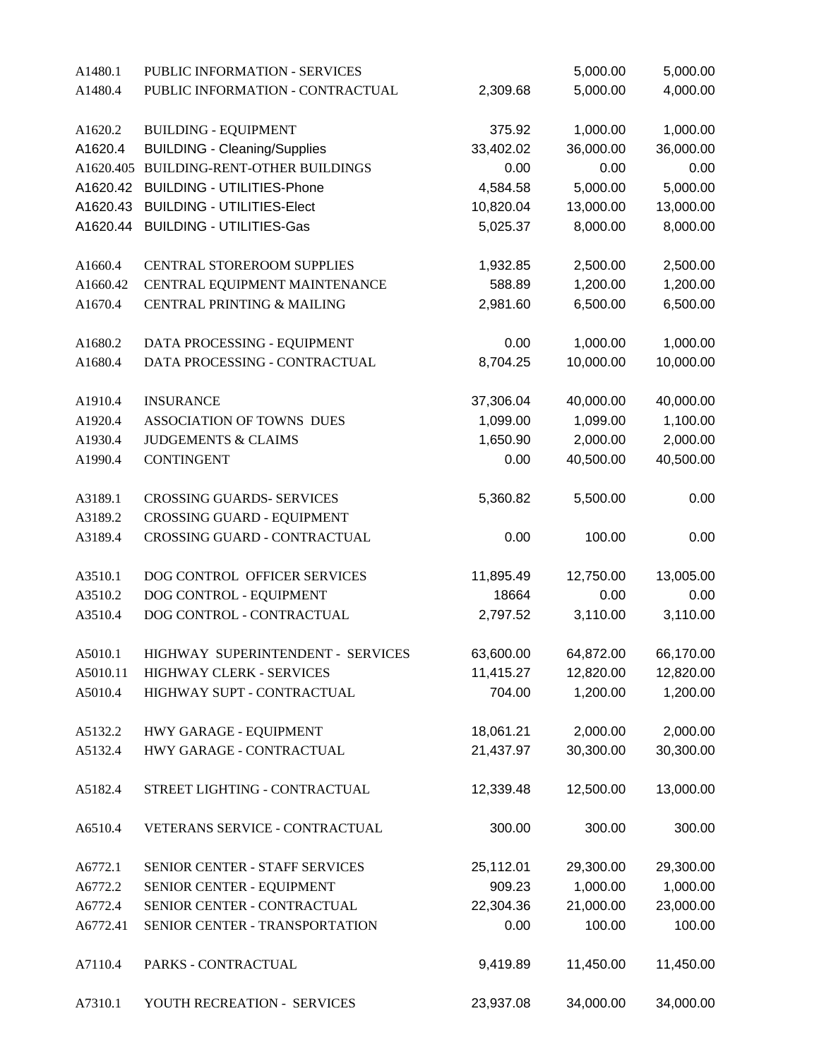| | | | | |
|---|---|---|---|---|
| A1480.1 | PUBLIC INFORMATION - SERVICES | | 5,000.00 | 5,000.00 |
| A1480.4 | PUBLIC INFORMATION - CONTRACTUAL | 2,309.68 | 5,000.00 | 4,000.00 |
| | | | | |
| A1620.2 | BUILDING - EQUIPMENT | 375.92 | 1,000.00 | 1,000.00 |
| A1620.4 | BUILDING - Cleaning/Supplies | 33,402.02 | 36,000.00 | 36,000.00 |
| A1620.405 | BUILDING-RENT-OTHER BUILDINGS | 0.00 | 0.00 | 0.00 |
| A1620.42 | BUILDING - UTILITIES-Phone | 4,584.58 | 5,000.00 | 5,000.00 |
| A1620.43 | BUILDING - UTILITIES-Elect | 10,820.04 | 13,000.00 | 13,000.00 |
| A1620.44 | BUILDING - UTILITIES-Gas | 5,025.37 | 8,000.00 | 8,000.00 |
| | | | | |
| A1660.4 | CENTRAL STOREROOM SUPPLIES | 1,932.85 | 2,500.00 | 2,500.00 |
| A1660.42 | CENTRAL EQUIPMENT MAINTENANCE | 588.89 | 1,200.00 | 1,200.00 |
| A1670.4 | CENTRAL PRINTING & MAILING | 2,981.60 | 6,500.00 | 6,500.00 |
| | | | | |
| A1680.2 | DATA PROCESSING - EQUIPMENT | 0.00 | 1,000.00 | 1,000.00 |
| A1680.4 | DATA PROCESSING - CONTRACTUAL | 8,704.25 | 10,000.00 | 10,000.00 |
| | | | | |
| A1910.4 | INSURANCE | 37,306.04 | 40,000.00 | 40,000.00 |
| A1920.4 | ASSOCIATION OF TOWNS DUES | 1,099.00 | 1,099.00 | 1,100.00 |
| A1930.4 | JUDGEMENTS & CLAIMS | 1,650.90 | 2,000.00 | 2,000.00 |
| A1990.4 | CONTINGENT | 0.00 | 40,500.00 | 40,500.00 |
| | | | | |
| A3189.1 | CROSSING GUARDS- SERVICES | 5,360.82 | 5,500.00 | 0.00 |
| A3189.2 | CROSSING GUARD - EQUIPMENT | | | |
| A3189.4 | CROSSING GUARD - CONTRACTUAL | 0.00 | 100.00 | 0.00 |
| | | | | |
| A3510.1 | DOG CONTROL OFFICER SERVICES | 11,895.49 | 12,750.00 | 13,005.00 |
| A3510.2 | DOG CONTROL - EQUIPMENT | 18664 | 0.00 | 0.00 |
| A3510.4 | DOG CONTROL - CONTRACTUAL | 2,797.52 | 3,110.00 | 3,110.00 |
| | | | | |
| A5010.1 | HIGHWAY SUPERINTENDENT - SERVICES | 63,600.00 | 64,872.00 | 66,170.00 |
| A5010.11 | HIGHWAY CLERK - SERVICES | 11,415.27 | 12,820.00 | 12,820.00 |
| A5010.4 | HIGHWAY SUPT - CONTRACTUAL | 704.00 | 1,200.00 | 1,200.00 |
| | | | | |
| A5132.2 | HWY GARAGE - EQUIPMENT | 18,061.21 | 2,000.00 | 2,000.00 |
| A5132.4 | HWY GARAGE - CONTRACTUAL | 21,437.97 | 30,300.00 | 30,300.00 |
| | | | | |
| A5182.4 | STREET LIGHTING - CONTRACTUAL | 12,339.48 | 12,500.00 | 13,000.00 |
| | | | | |
| A6510.4 | VETERANS SERVICE - CONTRACTUAL | 300.00 | 300.00 | 300.00 |
| | | | | |
| A6772.1 | SENIOR CENTER - STAFF SERVICES | 25,112.01 | 29,300.00 | 29,300.00 |
| A6772.2 | SENIOR CENTER - EQUIPMENT | 909.23 | 1,000.00 | 1,000.00 |
| A6772.4 | SENIOR CENTER - CONTRACTUAL | 22,304.36 | 21,000.00 | 23,000.00 |
| A6772.41 | SENIOR CENTER - TRANSPORTATION | 0.00 | 100.00 | 100.00 |
| | | | | |
| A7110.4 | PARKS - CONTRACTUAL | 9,419.89 | 11,450.00 | 11,450.00 |
| | | | | |
| A7310.1 | YOUTH RECREATION - SERVICES | 23,937.08 | 34,000.00 | 34,000.00 |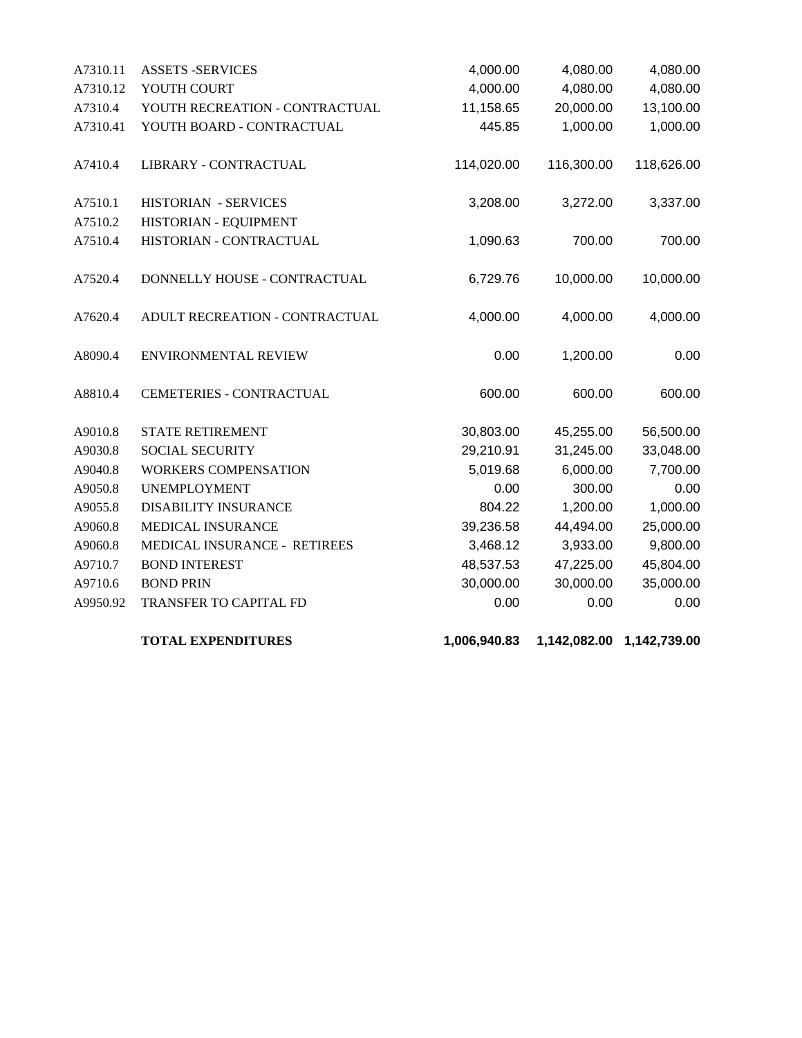| | | | | |
|---|---|---|---|---|
| A7310.11 | ASSETS -SERVICES | 4,000.00 | 4,080.00 | 4,080.00 |
| A7310.12 | YOUTH COURT | 4,000.00 | 4,080.00 | 4,080.00 |
| A7310.4 | YOUTH RECREATION - CONTRACTUAL | 11,158.65 | 20,000.00 | 13,100.00 |
| A7310.41 | YOUTH BOARD - CONTRACTUAL | 445.85 | 1,000.00 | 1,000.00 |
| | | | | |
| A7410.4 | LIBRARY - CONTRACTUAL | 114,020.00 | 116,300.00 | 118,626.00 |
| | | | | |
| A7510.1 | HISTORIAN - SERVICES | 3,208.00 | 3,272.00 | 3,337.00 |
| A7510.2 | HISTORIAN - EQUIPMENT | | | |
| A7510.4 | HISTORIAN - CONTRACTUAL | 1,090.63 | 700.00 | 700.00 |
| | | | | |
| A7520.4 | DONNELLY HOUSE - CONTRACTUAL | 6,729.76 | 10,000.00 | 10,000.00 |
| | | | | |
| A7620.4 | ADULT RECREATION - CONTRACTUAL | 4,000.00 | 4,000.00 | 4,000.00 |
| | | | | |
| A8090.4 | ENVIRONMENTAL REVIEW | 0.00 | 1,200.00 | 0.00 |
| | | | | |
| A8810.4 | CEMETERIES - CONTRACTUAL | 600.00 | 600.00 | 600.00 |
| | | | | |
| A9010.8 | STATE RETIREMENT | 30,803.00 | 45,255.00 | 56,500.00 |
| A9030.8 | SOCIAL SECURITY | 29,210.91 | 31,245.00 | 33,048.00 |
| A9040.8 | WORKERS COMPENSATION | 5,019.68 | 6,000.00 | 7,700.00 |
| A9050.8 | UNEMPLOYMENT | 0.00 | 300.00 | 0.00 |
| A9055.8 | DISABILITY INSURANCE | 804.22 | 1,200.00 | 1,000.00 |
| A9060.8 | MEDICAL INSURANCE | 39,236.58 | 44,494.00 | 25,000.00 |
| A9060.8 | MEDICAL INSURANCE - RETIREES | 3,468.12 | 3,933.00 | 9,800.00 |
| A9710.7 | BOND INTEREST | 48,537.53 | 47,225.00 | 45,804.00 |
| A9710.6 | BOND PRIN | 30,000.00 | 30,000.00 | 35,000.00 |
| A9950.92 | TRANSFER TO CAPITAL FD | 0.00 | 0.00 | 0.00 |
| | | | | |
| | **TOTAL EXPENDITURES** | **1,006,940.83** | **1,142,082.00** | **1,142,739.00** |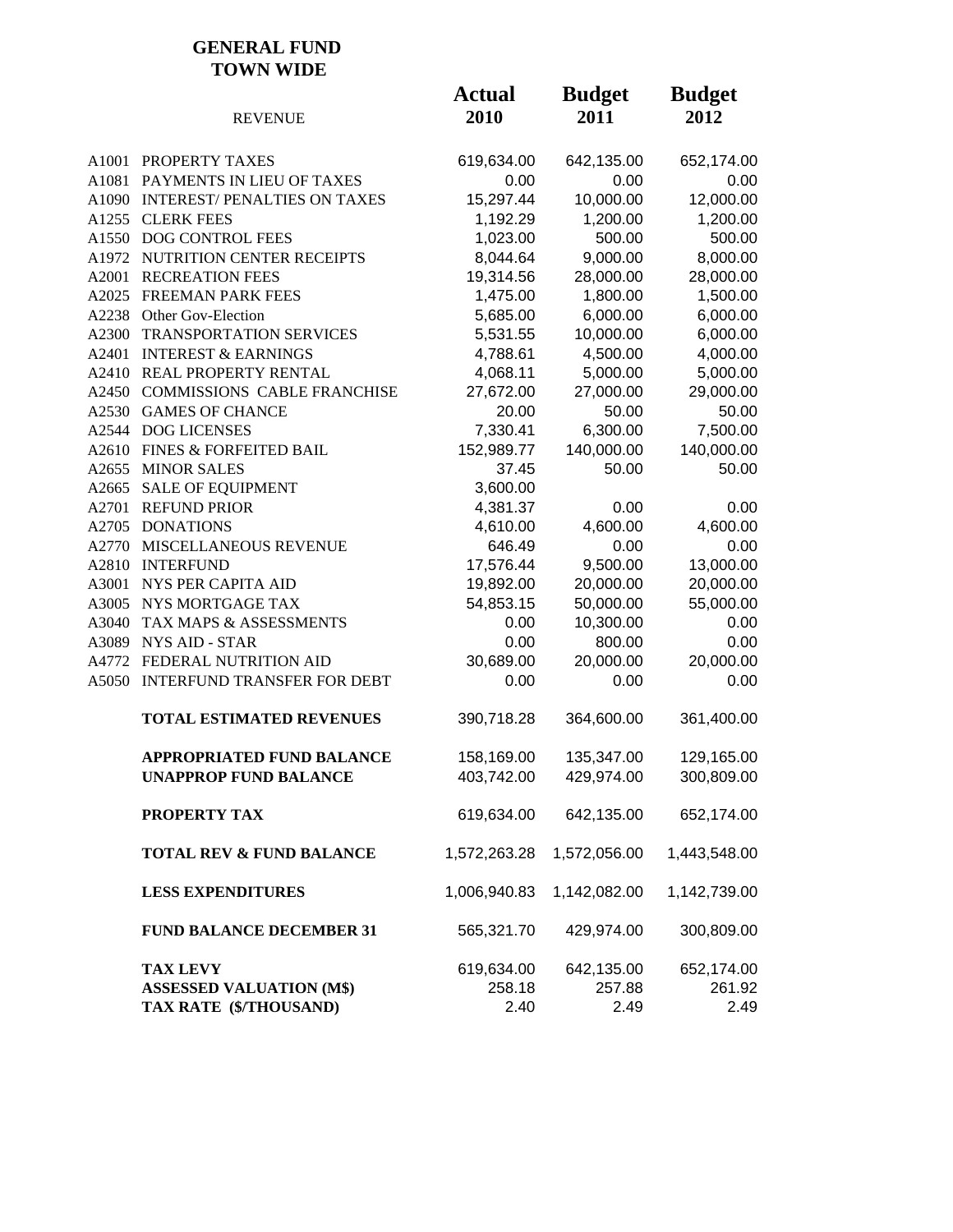## GENERAL FUND
## TOWN WIDE

| | REVENUE | Actual 2010 | Budget 2011 | Budget 2012 |
|---|---|---|---|---|
| A1001 | PROPERTY TAXES | 619,634.00 | 642,135.00 | 652,174.00 |
| A1081 | PAYMENTS IN LIEU OF TAXES | 0.00 | 0.00 | 0.00 |
| A1090 | INTEREST/ PENALTIES ON TAXES | 15,297.44 | 10,000.00 | 12,000.00 |
| A1255 | CLERK FEES | 1,192.29 | 1,200.00 | 1,200.00 |
| A1550 | DOG CONTROL FEES | 1,023.00 | 500.00 | 500.00 |
| A1972 | NUTRITION CENTER RECEIPTS | 8,044.64 | 9,000.00 | 8,000.00 |
| A2001 | RECREATION FEES | 19,314.56 | 28,000.00 | 28,000.00 |
| A2025 | FREEMAN PARK FEES | 1,475.00 | 1,800.00 | 1,500.00 |
| A2238 | Other Gov-Election | 5,685.00 | 6,000.00 | 6,000.00 |
| A2300 | TRANSPORTATION SERVICES | 5,531.55 | 10,000.00 | 6,000.00 |
| A2401 | INTEREST & EARNINGS | 4,788.61 | 4,500.00 | 4,000.00 |
| A2410 | REAL PROPERTY RENTAL | 4,068.11 | 5,000.00 | 5,000.00 |
| A2450 | COMMISSIONS CABLE FRANCHISE | 27,672.00 | 27,000.00 | 29,000.00 |
| A2530 | GAMES OF CHANCE | 20.00 | 50.00 | 50.00 |
| A2544 | DOG LICENSES | 7,330.41 | 6,300.00 | 7,500.00 |
| A2610 | FINES & FORFEITED BAIL | 152,989.77 | 140,000.00 | 140,000.00 |
| A2655 | MINOR SALES | 37.45 | 50.00 | 50.00 |
| A2665 | SALE OF EQUIPMENT | 3,600.00 | | |
| A2701 | REFUND PRIOR | 4,381.37 | 0.00 | 0.00 |
| A2705 | DONATIONS | 4,610.00 | 4,600.00 | 4,600.00 |
| A2770 | MISCELLANEOUS REVENUE | 646.49 | 0.00 | 0.00 |
| A2810 | INTERFUND | 17,576.44 | 9,500.00 | 13,000.00 |
| A3001 | NYS PER CAPITA AID | 19,892.00 | 20,000.00 | 20,000.00 |
| A3005 | NYS MORTGAGE TAX | 54,853.15 | 50,000.00 | 55,000.00 |
| A3040 | TAX MAPS & ASSESSMENTS | 0.00 | 10,300.00 | 0.00 |
| A3089 | NYS AID - STAR | 0.00 | 800.00 | 0.00 |
| A4772 | FEDERAL NUTRITION AID | 30,689.00 | 20,000.00 | 20,000.00 |
| A5050 | INTERFUND TRANSFER FOR DEBT | 0.00 | 0.00 | 0.00 |
| | **TOTAL ESTIMATED REVENUES** | 390,718.28 | 364,600.00 | 361,400.00 |
| | **APPROPRIATED FUND BALANCE** | 158,169.00 | 135,347.00 | 129,165.00 |
| | **UNAPPROP FUND BALANCE** | 403,742.00 | 429,974.00 | 300,809.00 |
| | **PROPERTY TAX** | 619,634.00 | 642,135.00 | 652,174.00 |
| | **TOTAL REV & FUND BALANCE** | 1,572,263.28 | 1,572,056.00 | 1,443,548.00 |
| | **LESS EXPENDITURES** | 1,006,940.83 | 1,142,082.00 | 1,142,739.00 |
| | **FUND BALANCE DECEMBER 31** | 565,321.70 | 429,974.00 | 300,809.00 |
| | **TAX LEVY** | 619,634.00 | 642,135.00 | 652,174.00 |
| | **ASSESSED VALUATION (M$)** | 258.18 | 257.88 | 261.92 |
| | **TAX RATE ($/THOUSAND)** | 2.40 | 2.49 | 2.49 |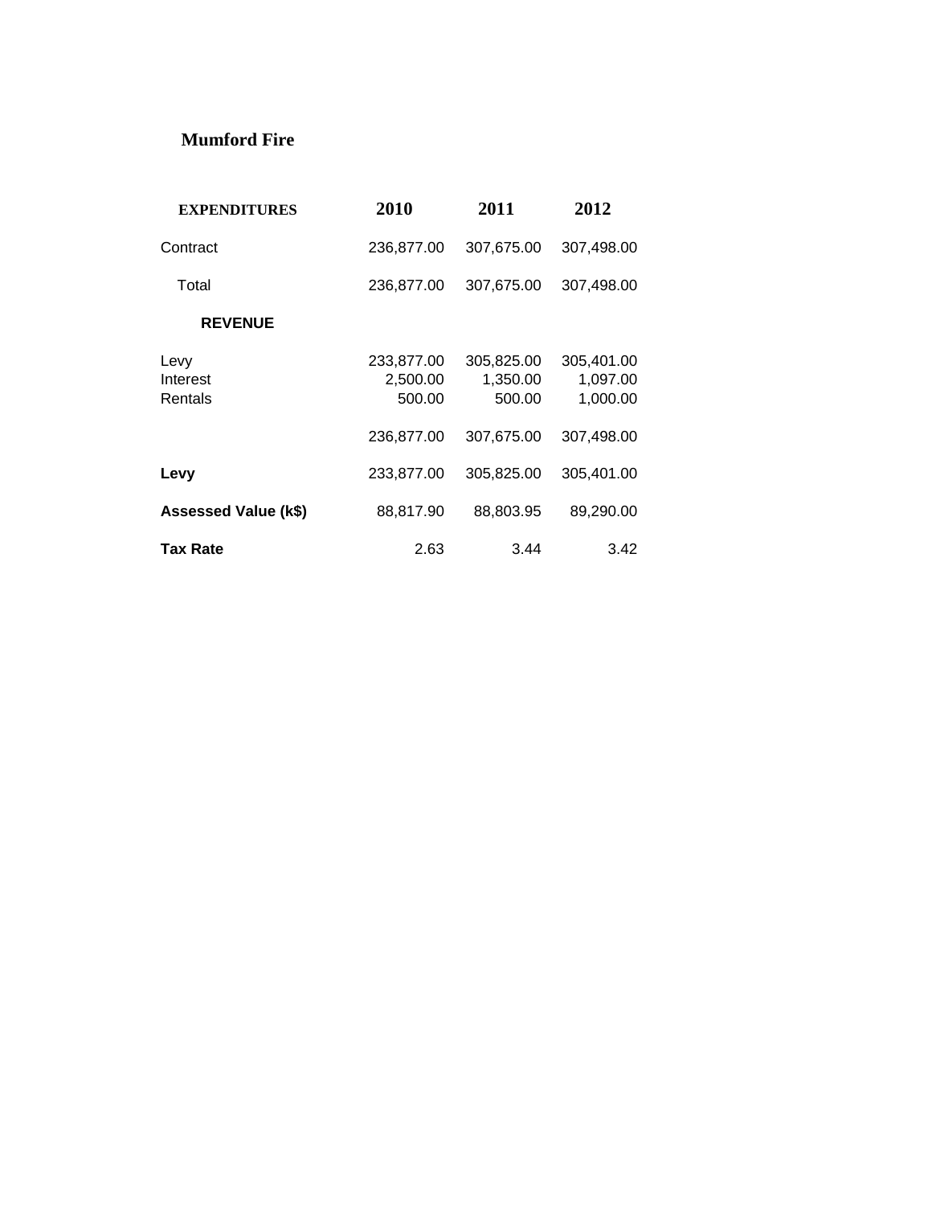# Mumford Fire

| EXPENDITURES | 2010 | 2011 | 2012 |
|---|---|---|---|
| Contract | 236,877.00 | 307,675.00 | 307,498.00 |
| Total | 236,877.00 | 307,675.00 | 307,498.00 |
| **REVENUE** | | | |
| Levy | 233,877.00 | 305,825.00 | 305,401.00 |
| Interest | 2,500.00 | 1,350.00 | 1,097.00 |
| Rentals | 500.00 | 500.00 | 1,000.00 |
| | 236,877.00 | 307,675.00 | 307,498.00 |
| **Levy** | 233,877.00 | 305,825.00 | 305,401.00 |
| **Assessed Value (k$)** | 88,817.90 | 88,803.95 | 89,290.00 |
| **Tax Rate** | 2.63 | 3.44 | 3.42 |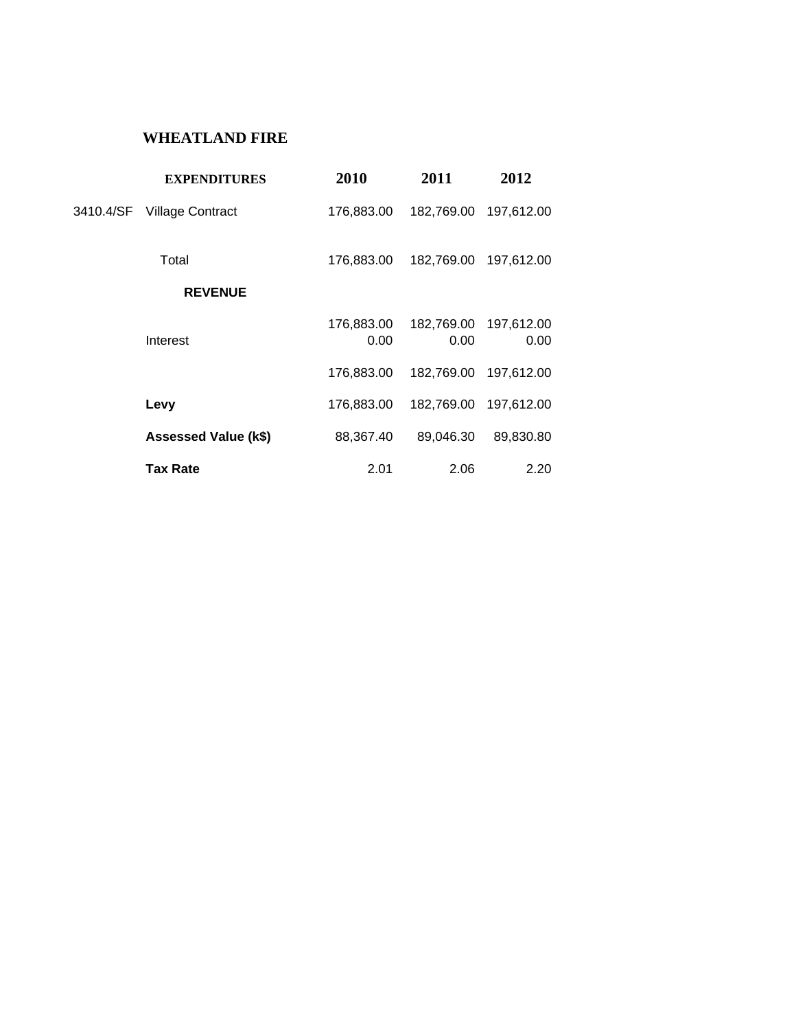# WHEATLAND FIRE

| | EXPENDITURES | 2010 | 2011 | 2012 |
|---|---|---|---|---|
| 3410.4/SF | Village Contract | 176,883.00 | 182,769.00 | 197,612.00 |
| | Total | 176,883.00 | 182,769.00 | 197,612.00 |
| | **REVENUE** | | | |
| | | 176,883.00 | 182,769.00 | 197,612.00 |
| | Interest | 0.00 | 0.00 | 0.00 |
| | | 176,883.00 | 182,769.00 | 197,612.00 |
| | **Levy** | 176,883.00 | 182,769.00 | 197,612.00 |
| | **Assessed Value (k$)** | 88,367.40 | 89,046.30 | 89,830.80 |
| | **Tax Rate** | 2.01 | 2.06 | 2.20 |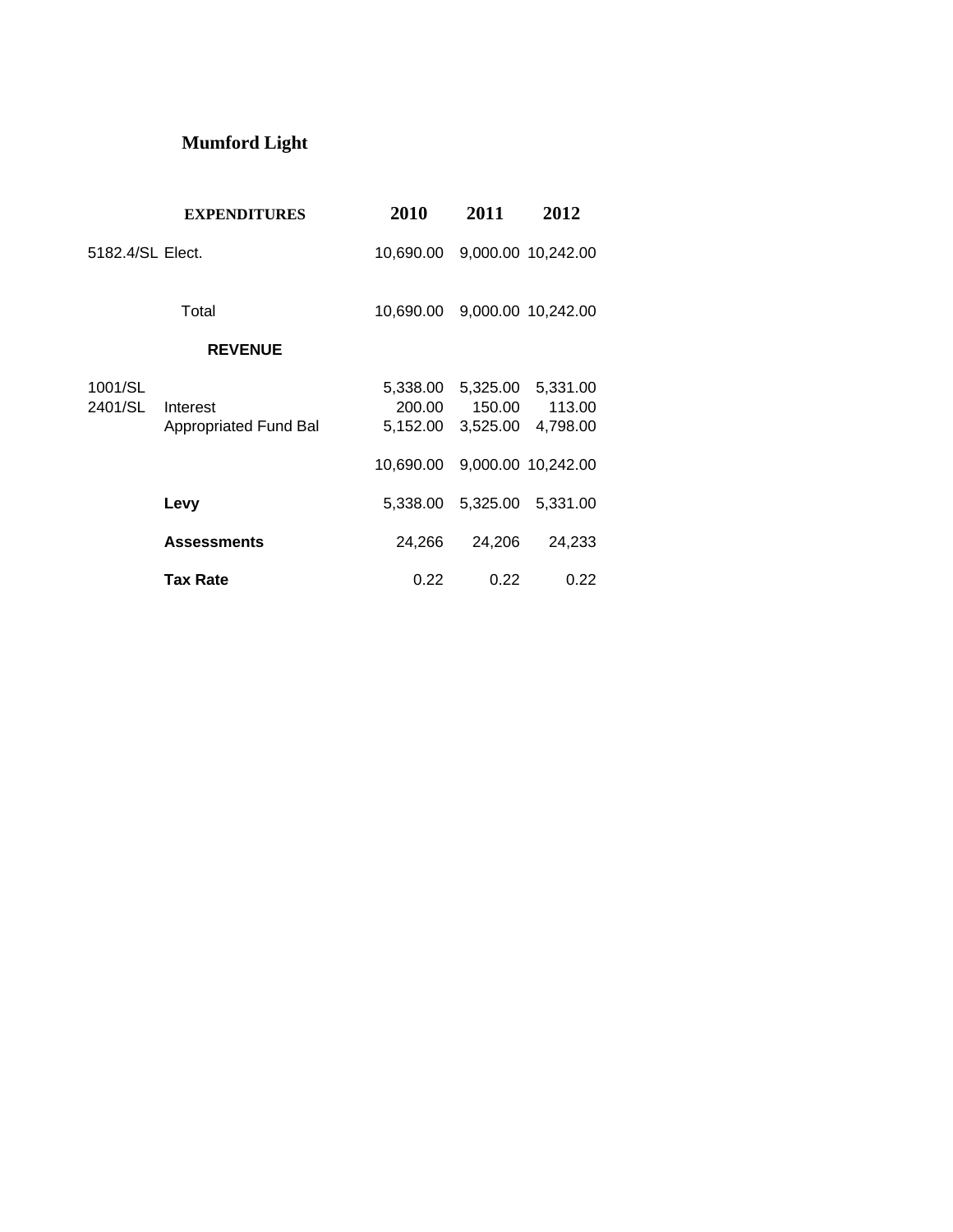# Mumford Light

| | EXPENDITURES | 2010 | 2011 | 2012 |
|---|---|---|---|---|
| 5182.4/SL | Elect. | 10,690.00 | 9,000.00 | 10,242.00 |
| | Total | 10,690.00 | 9,000.00 | 10,242.00 |
| | **REVENUE** | | | |
| 1001/SL | | 5,338.00 | 5,325.00 | 5,331.00 |
| 2401/SL | Interest | 200.00 | 150.00 | 113.00 |
| | Appropriated Fund Bal | 5,152.00 | 3,525.00 | 4,798.00 |
| | | 10,690.00 | 9,000.00 | 10,242.00 |
| | **Levy** | 5,338.00 | 5,325.00 | 5,331.00 |
| | **Assessments** | 24,266 | 24,206 | 24,233 |
| | **Tax Rate** | 0.22 | 0.22 | 0.22 |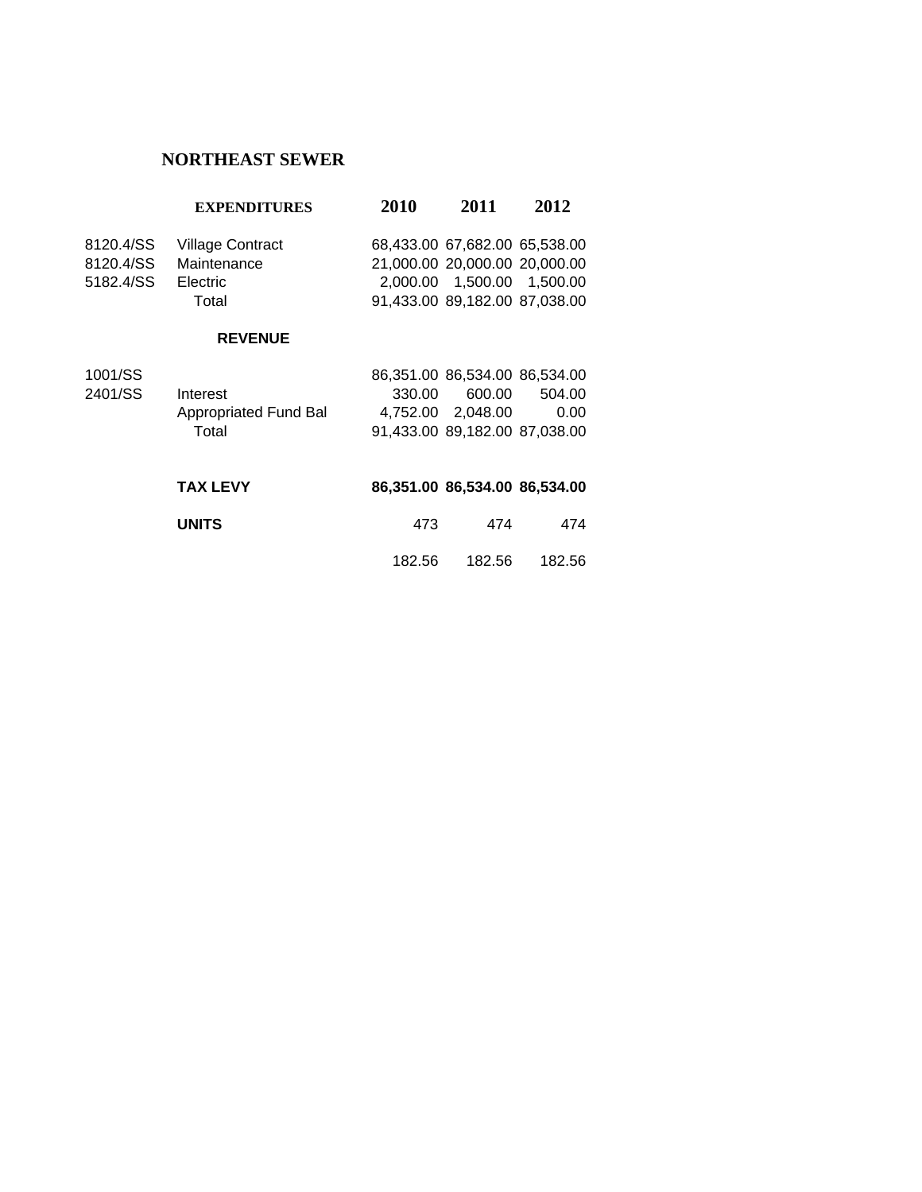# NORTHEAST SEWER

| | EXPENDITURES | 2010 | 2011 | 2012 |
|---|---|---|---|---|
| 8120.4/SS | Village Contract | 68,433.00 | 67,682.00 | 65,538.00 |
| 8120.4/SS | Maintenance | 21,000.00 | 20,000.00 | 20,000.00 |
| 5182.4/SS | Electric | 2,000.00 | 1,500.00 | 1,500.00 |
| | Total | 91,433.00 | 89,182.00 | 87,038.00 |
| | **REVENUE** | | | |
| 1001/SS | | 86,351.00 | 86,534.00 | 86,534.00 |
| 2401/SS | Interest | 330.00 | 600.00 | 504.00 |
| | Appropriated Fund Bal | 4,752.00 | 2,048.00 | 0.00 |
| | Total | 91,433.00 | 89,182.00 | 87,038.00 |
| | **TAX LEVY** | **86,351.00** | **86,534.00** | **86,534.00** |
| | **UNITS** | 473 | 474 | 474 |
| | | 182.56 | 182.56 | 182.56 |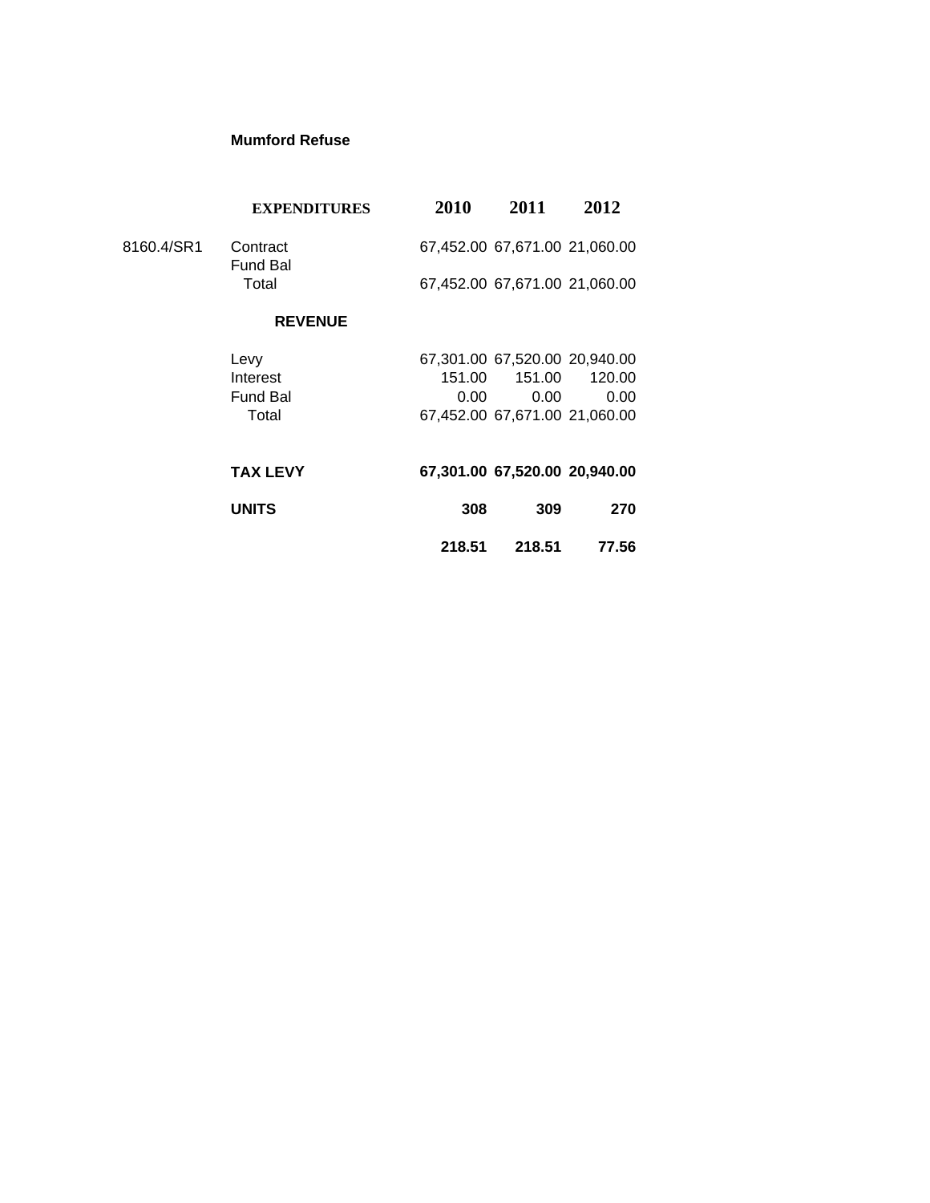**Mumford Refuse**

| | | 2010 | 2011 | 2012 |
|---|---|---|---|---|
| | **EXPENDITURES** | | | |
| 8160.4/SR1 | Contract | 67,452.00 | 67,671.00 | 21,060.00 |
| | Fund Bal | | | |
| | Total | 67,452.00 | 67,671.00 | 21,060.00 |
| | **REVENUE** | | | |
| | Levy | 67,301.00 | 67,520.00 | 20,940.00 |
| | Interest | 151.00 | 151.00 | 120.00 |
| | Fund Bal | 0.00 | 0.00 | 0.00 |
| | Total | 67,452.00 | 67,671.00 | 21,060.00 |
| | **TAX LEVY** | **67,301.00** | **67,520.00** | **20,940.00** |
| | **UNITS** | **308** | **309** | **270** |
| | | **218.51** | **218.51** | **77.56** |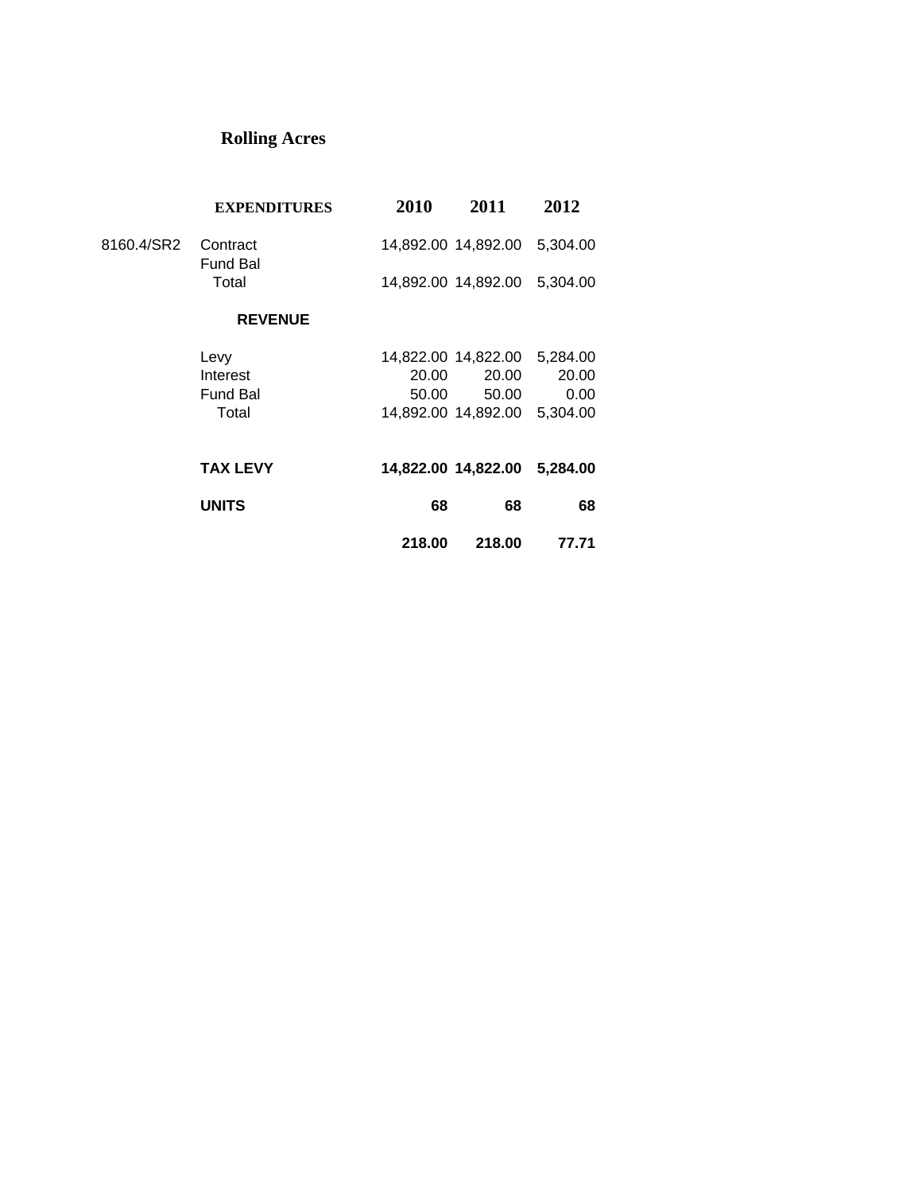# Rolling Acres

| | EXPENDITURES | 2010 | 2011 | 2012 |
|---|---|---|---|---|
| 8160.4/SR2 | Contract | 14,892.00 | 14,892.00 | 5,304.00 |
| | Fund Bal | | | |
| | Total | 14,892.00 | 14,892.00 | 5,304.00 |
| | **REVENUE** | | | |
| | Levy | 14,822.00 | 14,822.00 | 5,284.00 |
| | Interest | 20.00 | 20.00 | 20.00 |
| | Fund Bal | 50.00 | 50.00 | 0.00 |
| | Total | 14,892.00 | 14,892.00 | 5,304.00 |
| | **TAX LEVY** | **14,822.00** | **14,822.00** | **5,284.00** |
| | **UNITS** | **68** | **68** | **68** |
| | | **218.00** | **218.00** | **77.71** |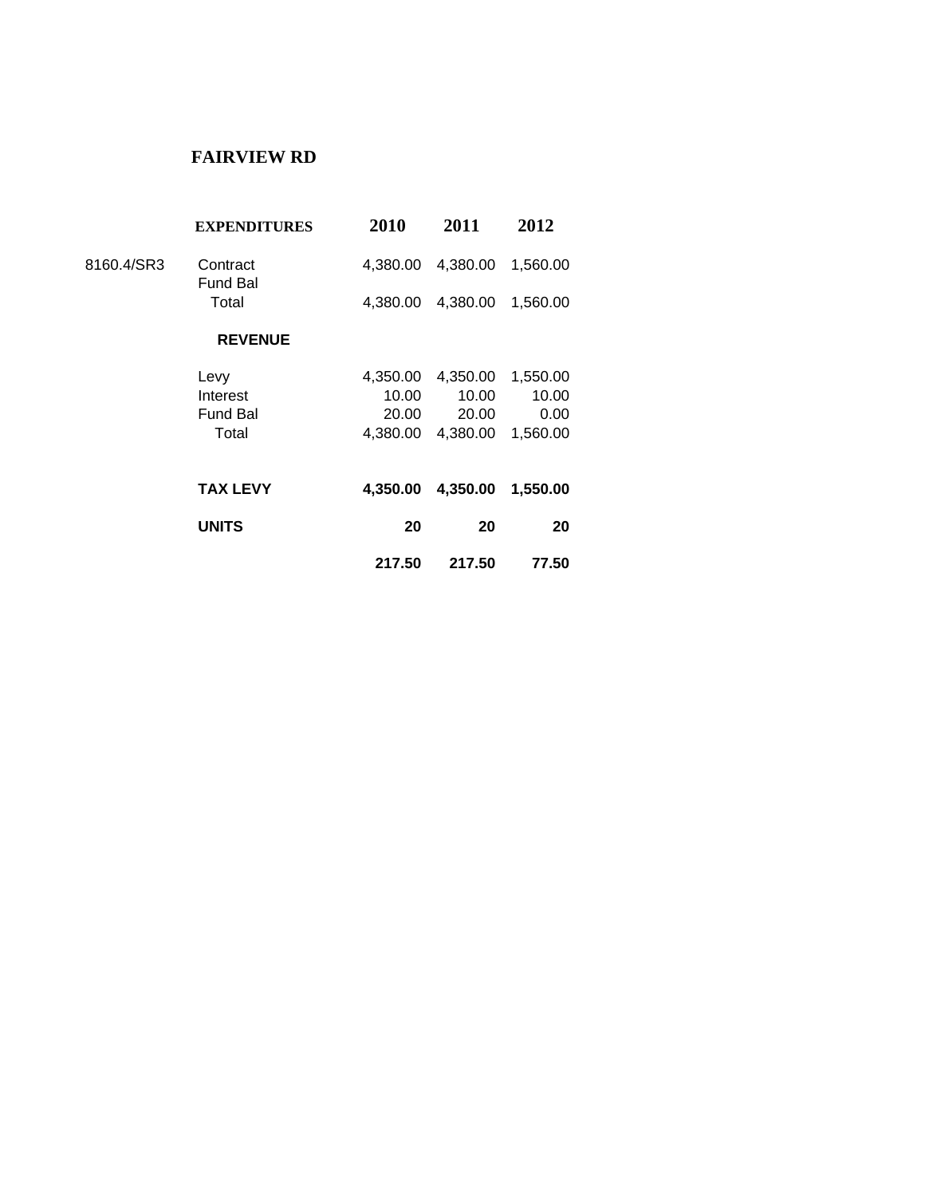# FAIRVIEW RD

| | EXPENDITURES | 2010 | 2011 | 2012 |
|---|---|---|---|---|
| 8160.4/SR3 | Contract | 4,380.00 | 4,380.00 | 1,560.00 |
| | Fund Bal | | | |
| | Total | 4,380.00 | 4,380.00 | 1,560.00 |
| | **REVENUE** | | | |
| | Levy | 4,350.00 | 4,350.00 | 1,550.00 |
| | Interest | 10.00 | 10.00 | 10.00 |
| | Fund Bal | 20.00 | 20.00 | 0.00 |
| | Total | 4,380.00 | 4,380.00 | 1,560.00 |
| | **TAX LEVY** | **4,350.00** | **4,350.00** | **1,550.00** |
| | **UNITS** | **20** | **20** | **20** |
| | | **217.50** | **217.50** | **77.50** |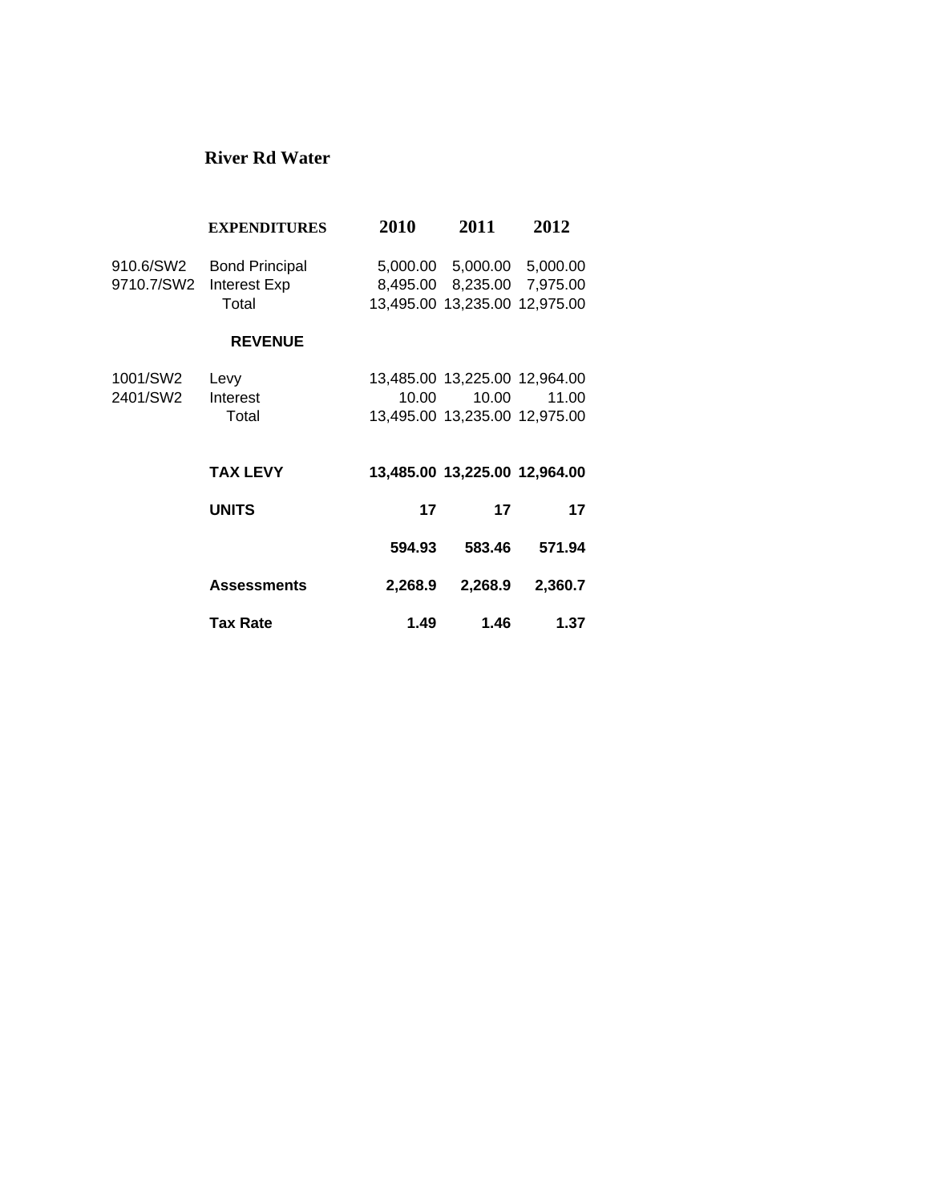## River Rd Water

| | EXPENDITURES | 2010 | 2011 | 2012 |
|---|---|---|---|---|
| 910.6/SW2 | Bond Principal | 5,000.00 | 5,000.00 | 5,000.00 |
| 9710.7/SW2 | Interest Exp | 8,495.00 | 8,235.00 | 7,975.00 |
| | Total | 13,495.00 | 13,235.00 | 12,975.00 |
| | **REVENUE** | | | |
| 1001/SW2 | Levy | 13,485.00 | 13,225.00 | 12,964.00 |
| 2401/SW2 | Interest | 10.00 | 10.00 | 11.00 |
| | Total | 13,495.00 | 13,235.00 | 12,975.00 |
| | **TAX LEVY** | **13,485.00** | **13,225.00** | **12,964.00** |
| | **UNITS** | **17** | **17** | **17** |
| | | **594.93** | **583.46** | **571.94** |
| | **Assessments** | **2,268.9** | **2,268.9** | **2,360.7** |
| | **Tax Rate** | **1.49** | **1.46** | **1.37** |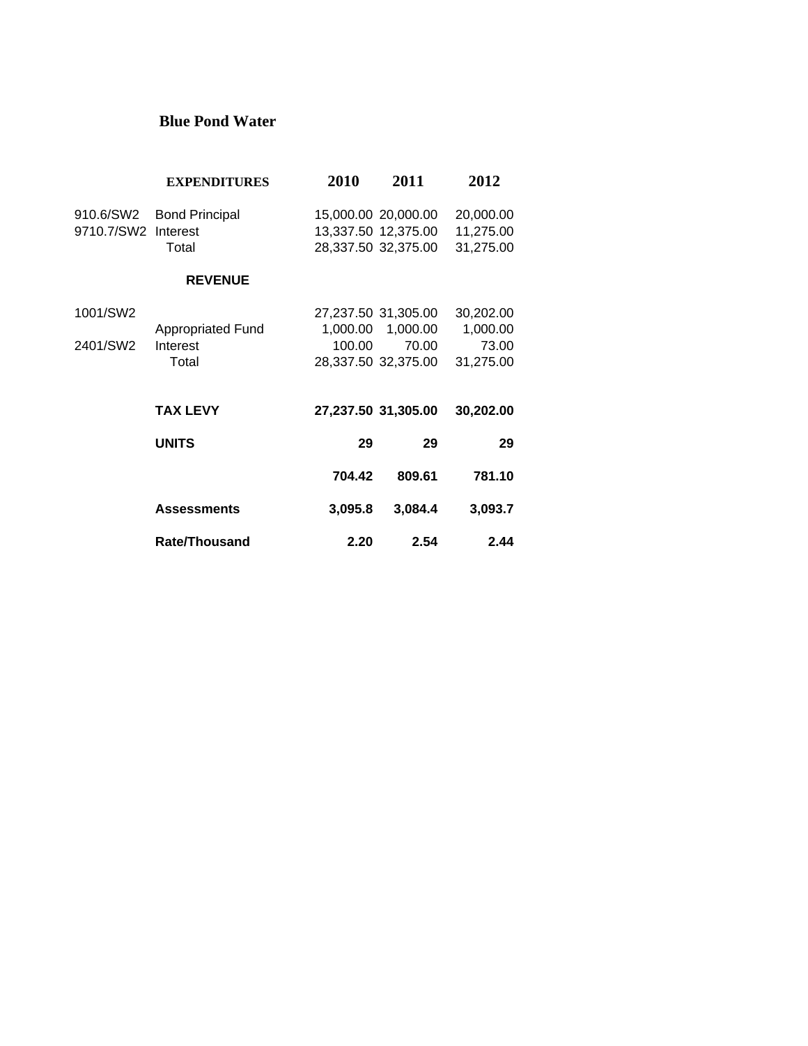## Blue Pond Water

| | EXPENDITURES | 2010 | 2011 | 2012 |
|---|---|---|---|---|
| 910.6/SW2 | Bond Principal | 15,000.00 | 20,000.00 | 20,000.00 |
| 9710.7/SW2 | Interest | 13,337.50 | 12,375.00 | 11,275.00 |
| | Total | 28,337.50 | 32,375.00 | 31,275.00 |
| | **REVENUE** | | | |
| 1001/SW2 | | 27,237.50 | 31,305.00 | 30,202.00 |
| | Appropriated Fund | 1,000.00 | 1,000.00 | 1,000.00 |
| 2401/SW2 | Interest | 100.00 | 70.00 | 73.00 |
| | Total | 28,337.50 | 32,375.00 | 31,275.00 |
| | **TAX LEVY** | **27,237.50** | **31,305.00** | **30,202.00** |
| | **UNITS** | **29** | **29** | **29** |
| | | **704.42** | **809.61** | **781.10** |
| | **Assessments** | **3,095.8** | **3,084.4** | **3,093.7** |
| | **Rate/Thousand** | **2.20** | **2.54** | **2.44** |